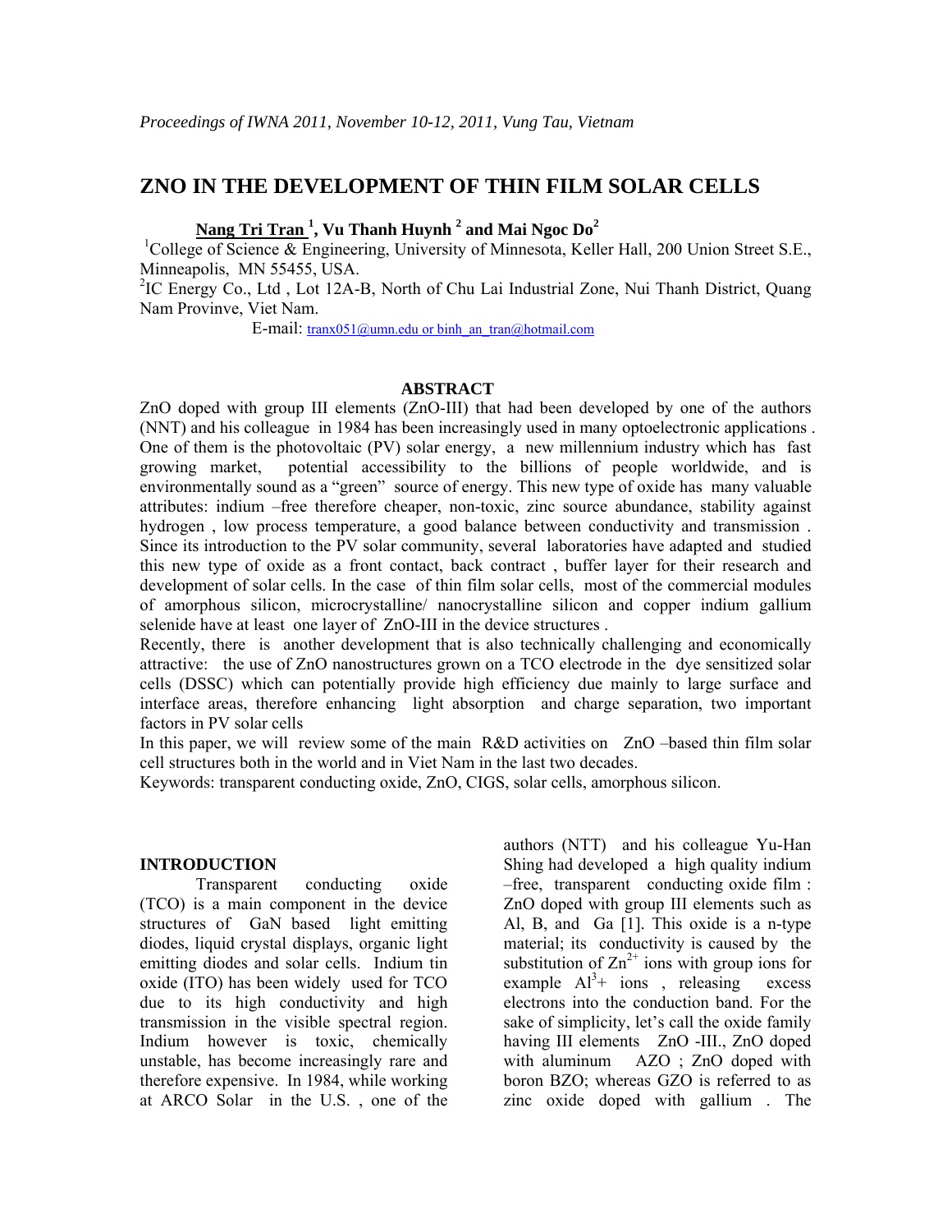*Proceedings of IWNA 2011, November 10-12, 2011, Vung Tau, Vietnam*

# ZNO IN THE DEVELOPMENT OF THIN FILM SOLAR CELLS

**Nang Tri Tran [1], Vu Thanh Huynh [2] and Mai Ngoc Do[2]**

[1]College of Science & Engineering, University of Minnesota, Keller Hall, 200 Union Street S.E., Minneapolis, MN 55455, USA.

[2]IC Energy Co., Ltd , Lot 12A-B, North of Chu Lai Industrial Zone, Nui Thanh District, Quang Nam Provinve, Viet Nam.

E-mail: tranx051@umn.edu or binh_an_tran@hotmail.com

## ABSTRACT

ZnO doped with group III elements (ZnO-III) that had been developed by one of the authors (NNT) and his colleague in 1984 has been increasingly used in many optoelectronic applications . One of them is the photovoltaic (PV) solar energy, a new millennium industry which has fast growing market, potential accessibility to the billions of people worldwide, and is environmentally sound as a "green" source of energy. This new type of oxide has many valuable attributes: indium –free therefore cheaper, non-toxic, zinc source abundance, stability against hydrogen , low process temperature, a good balance between conductivity and transmission . Since its introduction to the PV solar community, several laboratories have adapted and studied this new type of oxide as a front contact, back contract , buffer layer for their research and development of solar cells. In the case of thin film solar cells, most of the commercial modules of amorphous silicon, microcrystalline/ nanocrystalline silicon and copper indium gallium selenide have at least one layer of ZnO-III in the device structures .

Recently, there is another development that is also technically challenging and economically attractive: the use of ZnO nanostructures grown on a TCO electrode in the dye sensitized solar cells (DSSC) which can potentially provide high efficiency due mainly to large surface and interface areas, therefore enhancing light absorption and charge separation, two important factors in PV solar cells

In this paper, we will review some of the main R&D activities on ZnO –based thin film solar cell structures both in the world and in Viet Nam in the last two decades.

Keywords: transparent conducting oxide, ZnO, CIGS, solar cells, amorphous silicon.

## INTRODUCTION

Transparent conducting oxide (TCO) is a main component in the device structures of GaN based light emitting diodes, liquid crystal displays, organic light emitting diodes and solar cells. Indium tin oxide (ITO) has been widely used for TCO due to its high conductivity and high transmission in the visible spectral region. Indium however is toxic, chemically unstable, has become increasingly rare and therefore expensive. In 1984, while working at ARCO Solar in the U.S. , one of the authors (NTT) and his colleague Yu-Han Shing had developed a high quality indium –free, transparent conducting oxide film : ZnO doped with group III elements such as Al, B, and Ga [1]. This oxide is a n-type material; its conductivity is caused by the substitution of $Zn^{2+}$ ions with group ions for example $Al^{3+}$ ions , releasing excess electrons into the conduction band. For the sake of simplicity, let's call the oxide family having III elements ZnO -III., ZnO doped with aluminum AZO ; ZnO doped with boron BZO; whereas GZO is referred to as zinc oxide doped with gallium . The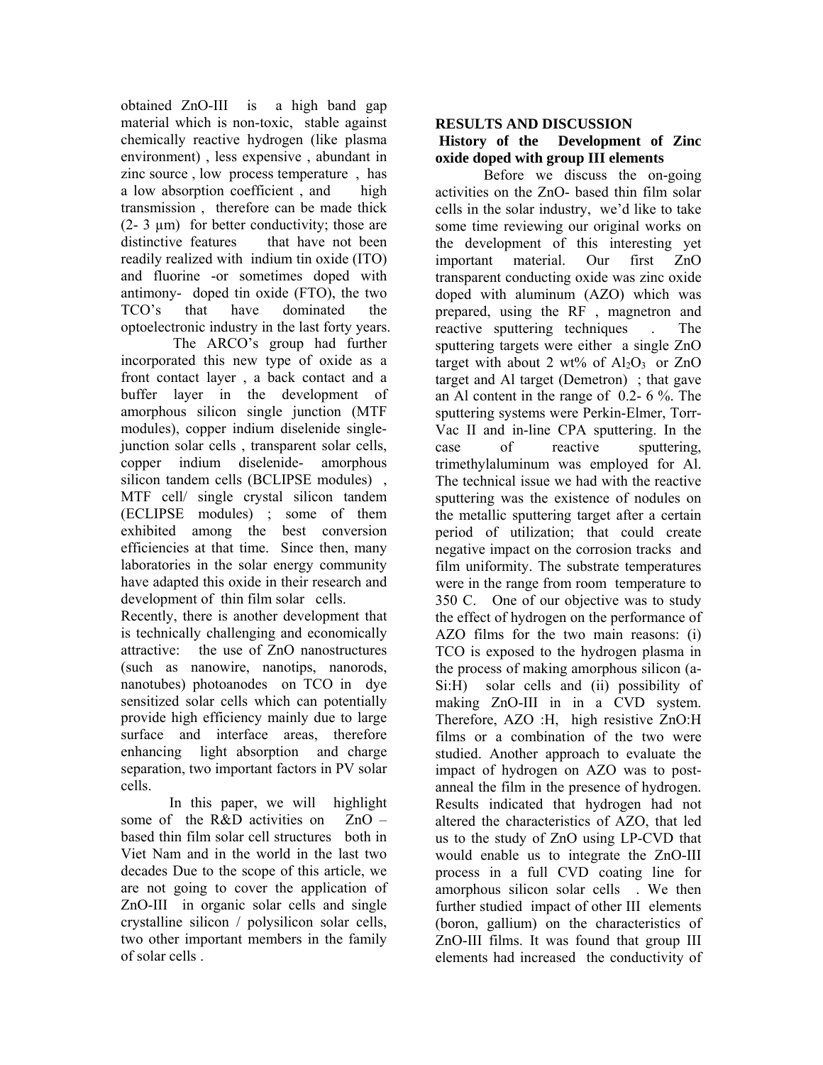obtained ZnO-III is a high band gap material which is non-toxic, stable against chemically reactive hydrogen (like plasma environment) , less expensive , abundant in zinc source , low process temperature , has a low absorption coefficient , and high transmission , therefore can be made thick (2- 3 µm) for better conductivity; those are distinctive features that have not been readily realized with indium tin oxide (ITO) and fluorine -or sometimes doped with antimony- doped tin oxide (FTO), the two TCO's that have dominated the optoelectronic industry in the last forty years.

The ARCO's group had further incorporated this new type of oxide as a front contact layer , a back contact and a buffer layer in the development of amorphous silicon single junction (MTF modules), copper indium diselenide single-junction solar cells , transparent solar cells, copper indium diselenide- amorphous silicon tandem cells (BCLIPSE modules) , MTF cell/ single crystal silicon tandem (ECLIPSE modules) ; some of them exhibited among the best conversion efficiencies at that time. Since then, many laboratories in the solar energy community have adapted this oxide in their research and development of thin film solar cells.

Recently, there is another development that is technically challenging and economically attractive: the use of ZnO nanostructures (such as nanowire, nanotips, nanorods, nanotubes) photoanodes on TCO in dye sensitized solar cells which can potentially provide high efficiency mainly due to large surface and interface areas, therefore enhancing light absorption and charge separation, two important factors in PV solar cells.

In this paper, we will highlight some of the R&D activities on ZnO – based thin film solar cell structures both in Viet Nam and in the world in the last two decades Due to the scope of this article, we are not going to cover the application of ZnO-III in organic solar cells and single crystalline silicon / polysilicon solar cells, two other important members in the family of solar cells .

## RESULTS AND DISCUSSION

### History of the Development of Zinc oxide doped with group III elements

Before we discuss the on-going activities on the ZnO- based thin film solar cells in the solar industry, we'd like to take some time reviewing our original works on the development of this interesting yet important material. Our first ZnO transparent conducting oxide was zinc oxide doped with aluminum (AZO) which was prepared, using the RF , magnetron and reactive sputtering techniques . The sputtering targets were either a single ZnO target with about 2 wt% of $Al_2O_3$ or ZnO target and Al target (Demetron) ; that gave an Al content in the range of 0.2- 6 %. The sputtering systems were Perkin-Elmer, Torr-Vac II and in-line CPA sputtering. In the case of reactive sputtering, trimethylaluminum was employed for Al. The technical issue we had with the reactive sputtering was the existence of nodules on the metallic sputtering target after a certain period of utilization; that could create negative impact on the corrosion tracks and film uniformity. The substrate temperatures were in the range from room temperature to 350 C. One of our objective was to study the effect of hydrogen on the performance of AZO films for the two main reasons: (i) TCO is exposed to the hydrogen plasma in the process of making amorphous silicon (a-Si:H) solar cells and (ii) possibility of making ZnO-III in in a CVD system. Therefore, AZO :H, high resistive ZnO:H films or a combination of the two were studied. Another approach to evaluate the impact of hydrogen on AZO was to post-anneal the film in the presence of hydrogen. Results indicated that hydrogen had not altered the characteristics of AZO, that led us to the study of ZnO using LP-CVD that would enable us to integrate the ZnO-III process in a full CVD coating line for amorphous silicon solar cells . We then further studied impact of other III elements (boron, gallium) on the characteristics of ZnO-III films. It was found that group III elements had increased the conductivity of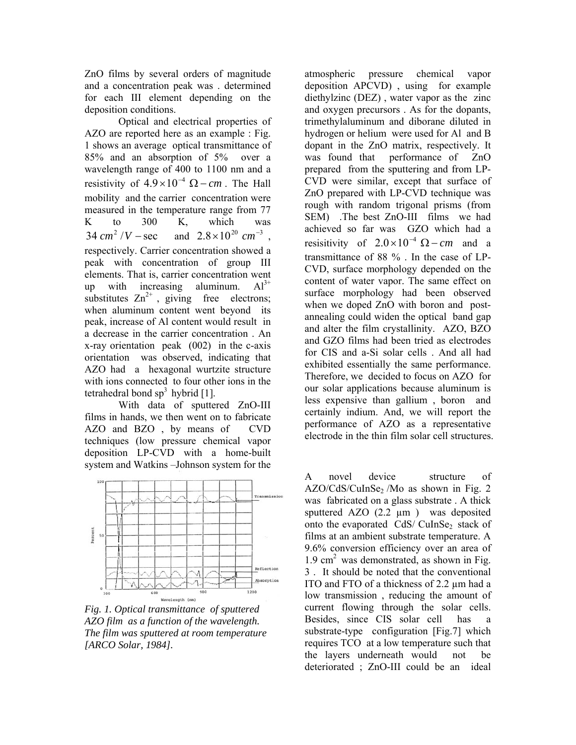ZnO films by several orders of magnitude and a concentration peak was . determined for each III element depending on the deposition conditions.

Optical and electrical properties of AZO are reported here as an example : Fig. 1 shows an average optical transmittance of 85% and an absorption of 5% over a wavelength range of 400 to 1100 nm and a resistivity of $4.9 \times 10^{-4}\ \Omega - cm$ . The Hall mobility and the carrier concentration were measured in the temperature range from 77 K to 300 K, which was $34\ cm^2/V - \sec$ and $2.8 \times 10^{20}\ cm^{-3}$ , respectively. Carrier concentration showed a peak with concentration of group III elements. That is, carrier concentration went up with increasing aluminum. $Al^{3+}$ substitutes $Zn^{2+}$ , giving free electrons; when aluminum content went beyond its peak, increase of Al content would result in a decrease in the carrier concentration . An x-ray orientation peak (002) in the c-axis orientation was observed, indicating that AZO had a hexagonal wurtzite structure with ions connected to four other ions in the tetrahedral bond $sp^3$ hybrid [1].

With data of sputtered ZnO-III films in hands, we then went on to fabricate AZO and BZO , by means of CVD techniques (low pressure chemical vapor deposition LP-CVD with a home-built system and Watkins –Johnson system for the atmospheric pressure chemical vapor deposition APCVD) , using for example diethylzinc (DEZ) , water vapor as the zinc and oxygen precursors . As for the dopants, trimethylaluminum and diborane diluted in hydrogen or helium were used for Al and B dopant in the ZnO matrix, respectively. It was found that performance of ZnO prepared from the sputtering and from LP-CVD were similar, except that surface of ZnO prepared with LP-CVD technique was rough with random trigonal prisms (from SEM) .The best ZnO-III films we had achieved so far was GZO which had a resisitivity of $2.0 \times 10^{-4}\ \Omega - cm$ and a transmittance of 88 % . In the case of LP-CVD, surface morphology depended on the content of water vapor. The same effect on surface morphology had been observed when we doped ZnO with boron and post-annealing could widen the optical band gap and alter the film crystallinity. AZO, BZO and GZO films had been tried as electrodes for CIS and a-Si solar cells . And all had exhibited essentially the same performance. Therefore, we decided to focus on AZO for our solar applications because aluminum is less expensive than gallium , boron and certainly indium. And, we will report the performance of AZO as a representative electrode in the thin film solar cell structures.

*Fig. 1. Optical transmittance of sputtered AZO film as a function of the wavelength. The film was sputtered at room temperature [ARCO Solar, 1984].*

A novel device structure of AZO/CdS/$CuInSe_2$ /Mo as shown in Fig. 2 was fabricated on a glass substrate . A thick sputtered AZO (2.2 µm ) was deposited onto the evaporated CdS/ $CuInSe_2$ stack of films at an ambient substrate temperature. A 9.6% conversion efficiency over an area of 1.9 $cm^2$ was demonstrated, as shown in Fig. 3 . It should be noted that the conventional ITO and FTO of a thickness of 2.2 µm had a low transmission , reducing the amount of current flowing through the solar cells. Besides, since CIS solar cell has a substrate-type configuration [Fig.7] which requires TCO at a low temperature such that the layers underneath would not be deteriorated ; ZnO-III could be an ideal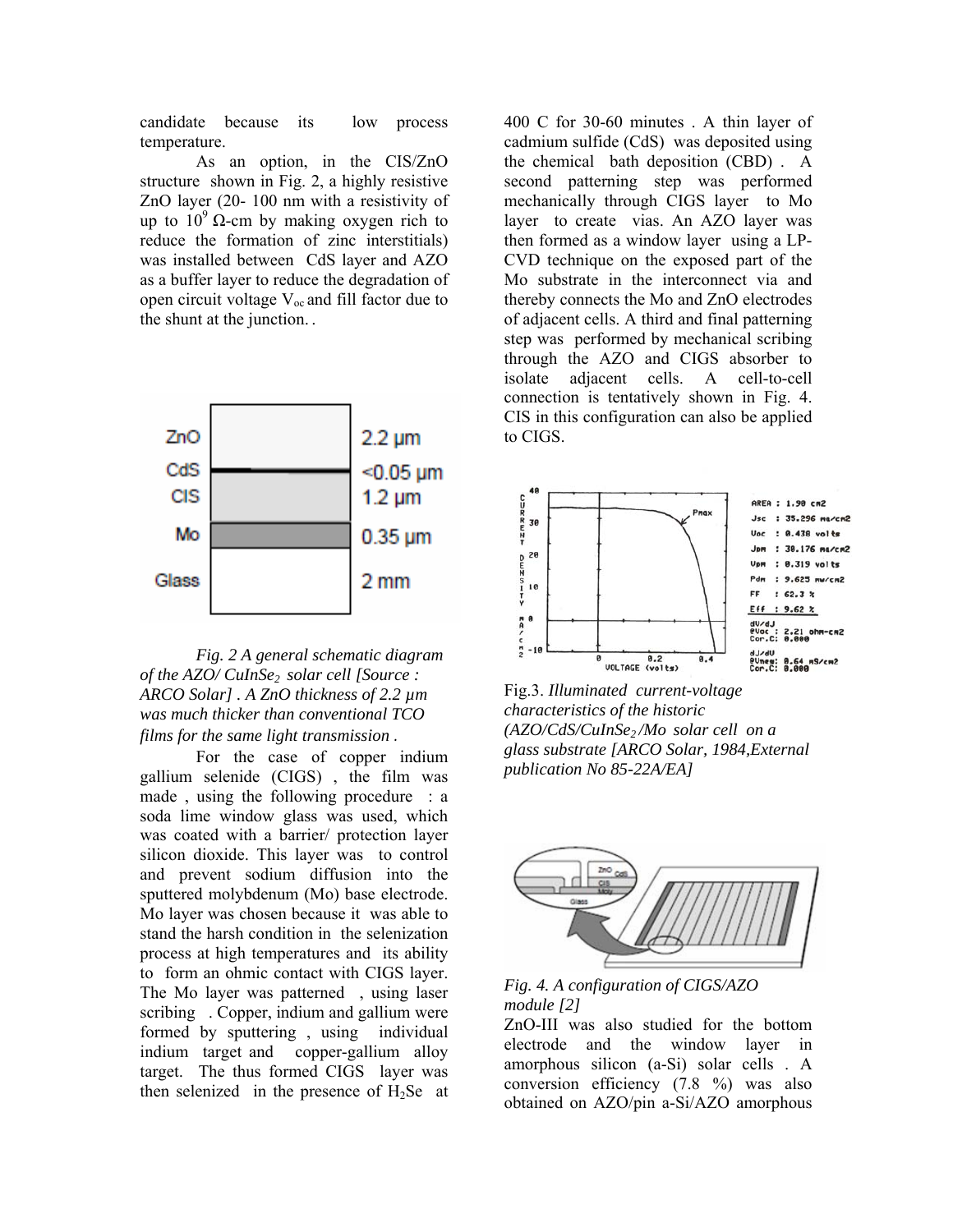candidate because its low process temperature.

As an option, in the CIS/ZnO structure shown in Fig. 2, a highly resistive ZnO layer (20- 100 nm with a resistivity of up to $10^9$ Ω-cm by making oxygen rich to reduce the formation of zinc interstitials) was installed between CdS layer and AZO as a buffer layer to reduce the degradation of open circuit voltage $V_{oc}$ and fill factor due to the shunt at the junction. .

*Fig. 2 A general schematic diagram of the AZO/ $CuInSe_2$ solar cell [Source : ARCO Solar] . A ZnO thickness of 2.2 µm was much thicker than conventional TCO films for the same light transmission .*

For the case of copper indium gallium selenide (CIGS) , the film was made , using the following procedure : a soda lime window glass was used, which was coated with a barrier/ protection layer silicon dioxide. This layer was to control and prevent sodium diffusion into the sputtered molybdenum (Mo) base electrode. Mo layer was chosen because it was able to stand the harsh condition in the selenization process at high temperatures and its ability to form an ohmic contact with CIGS layer. The Mo layer was patterned , using laser scribing . Copper, indium and gallium were formed by sputtering , using individual indium target and copper-gallium alloy target. The thus formed CIGS layer was then selenized in the presence of $H_2Se$ at 400 C for 30-60 minutes . A thin layer of cadmium sulfide (CdS) was deposited using the chemical bath deposition (CBD) . A second patterning step was performed mechanically through CIGS layer to Mo layer to create vias. An AZO layer was then formed as a window layer using a LP-CVD technique on the exposed part of the Mo substrate in the interconnect via and thereby connects the Mo and ZnO electrodes of adjacent cells. A third and final patterning step was performed by mechanical scribing through the AZO and CIGS absorber to isolate adjacent cells. A cell-to-cell connection is tentatively shown in Fig. 4. CIS in this configuration can also be applied to CIGS.

Fig.3. *Illuminated current-voltage characteristics of the historic (AZO/CdS/$CuInSe_2$/Mo solar cell on a glass substrate [ARCO Solar, 1984,External publication No 85-22A/EA]*

*Fig. 4. A configuration of CIGS/AZO module [2]*

ZnO-III was also studied for the bottom electrode and the window layer in amorphous silicon (a-Si) solar cells . A conversion efficiency (7.8 %) was also obtained on AZO/pin a-Si/AZO amorphous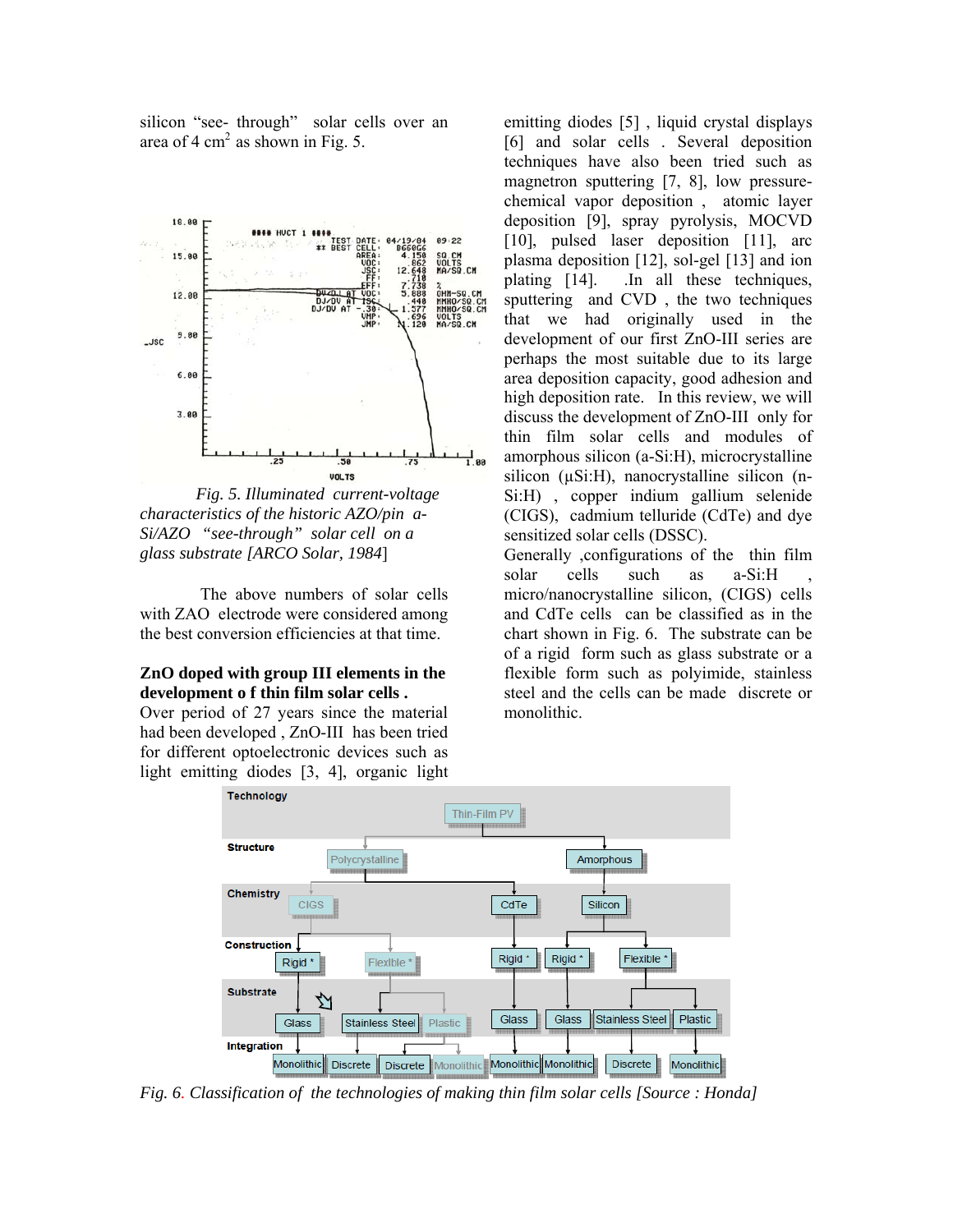silicon "see- through" solar cells over an area of 4 $cm^2$ as shown in Fig. 5.

*Fig. 5. Illuminated current-voltage characteristics of the historic AZO/pin a-Si/AZO "see-through" solar cell on a glass substrate [ARCO Solar, 1984]*

The above numbers of solar cells with ZAO electrode were considered among the best conversion efficiencies at that time.

**ZnO doped with group III elements in the development o f thin film solar cells .**

Over period of 27 years since the material had been developed , ZnO-III has been tried for different optoelectronic devices such as light emitting diodes [3, 4], organic light emitting diodes [5] , liquid crystal displays [6] and solar cells . Several deposition techniques have also been tried such as magnetron sputtering [7, 8], low pressure-chemical vapor deposition , atomic layer deposition [9], spray pyrolysis, MOCVD [10], pulsed laser deposition [11], arc plasma deposition [12], sol-gel [13] and ion plating [14]. .In all these techniques, sputtering and CVD , the two techniques that we had originally used in the development of our first ZnO-III series are perhaps the most suitable due to its large area deposition capacity, good adhesion and high deposition rate. In this review, we will discuss the development of ZnO-III only for thin film solar cells and modules of amorphous silicon (a-Si:H), microcrystalline silicon (µSi:H), nanocrystalline silicon (n-Si:H) , copper indium gallium selenide (CIGS), cadmium telluride (CdTe) and dye sensitized solar cells (DSSC).

Generally ,configurations of the thin film solar cells such as a-Si:H , micro/nanocrystalline silicon, (CIGS) cells and CdTe cells can be classified as in the chart shown in Fig. 6. The substrate can be of a rigid form such as glass substrate or a flexible form such as polyimide, stainless steel and the cells can be made discrete or monolithic.

*Fig. 6. Classification of the technologies of making thin film solar cells [Source : Honda]*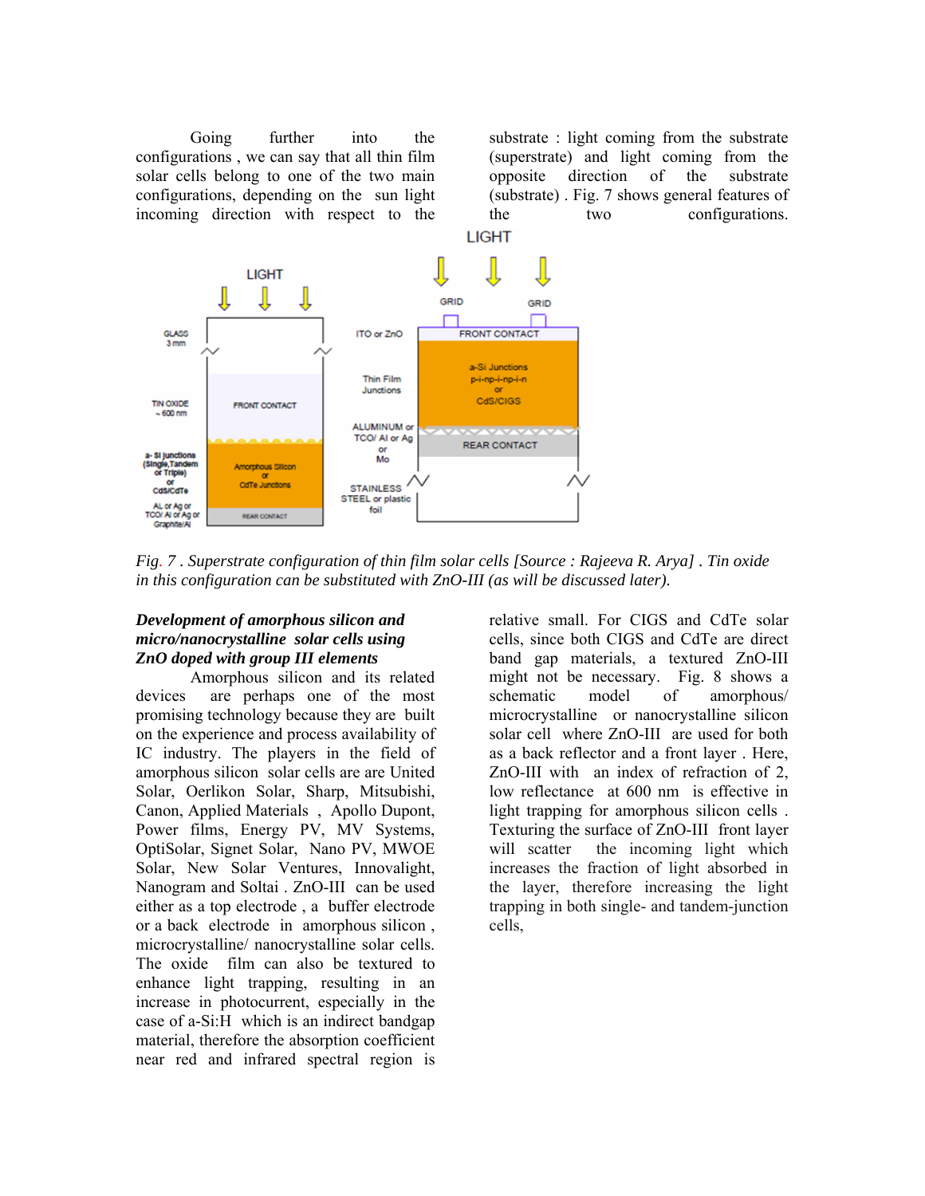Going further into the configurations , we can say that all thin film solar cells belong to one of the two main configurations, depending on the sun light incoming direction with respect to the substrate : light coming from the substrate (superstrate) and light coming from the opposite direction of the substrate (substrate) . Fig. 7 shows general features of the two configurations.

*Fig. 7 . Superstrate configuration of thin film solar cells [Source : Rajeeva R. Arya] . Tin oxide in this configuration can be substituted with ZnO-III (as will be discussed later).*

***Development of amorphous silicon and micro/nanocrystalline solar cells using ZnO doped with group III elements***

Amorphous silicon and its related devices are perhaps one of the most promising technology because they are built on the experience and process availability of IC industry. The players in the field of amorphous silicon solar cells are United Solar, Oerlikon Solar, Sharp, Mitsubishi, Canon, Applied Materials , Apollo Dupont, Power films, Energy PV, MV Systems, OptiSolar, Signet Solar, Nano PV, MWOE Solar, New Solar Ventures, Innovalight, Nanogram and Soltai . ZnO-III can be used either as a top electrode , a buffer electrode or a back electrode in amorphous silicon , microcrystalline/ nanocrystalline solar cells. The oxide film can also be textured to enhance light trapping, resulting in an increase in photocurrent, especially in the case of a-Si:H which is an indirect bandgap material, therefore the absorption coefficient near red and infrared spectral region is relative small. For CIGS and CdTe solar cells, since both CIGS and CdTe are direct band gap materials, a textured ZnO-III might not be necessary. Fig. 8 shows a schematic model of amorphous/ microcrystalline or nanocrystalline silicon solar cell where ZnO-III are used for both as a back reflector and a front layer . Here, ZnO-III with an index of refraction of 2, low reflectance at 600 nm is effective in light trapping for amorphous silicon cells . Texturing the surface of ZnO-III front layer will scatter the incoming light which increases the fraction of light absorbed in the layer, therefore increasing the light trapping in both single- and tandem-junction cells,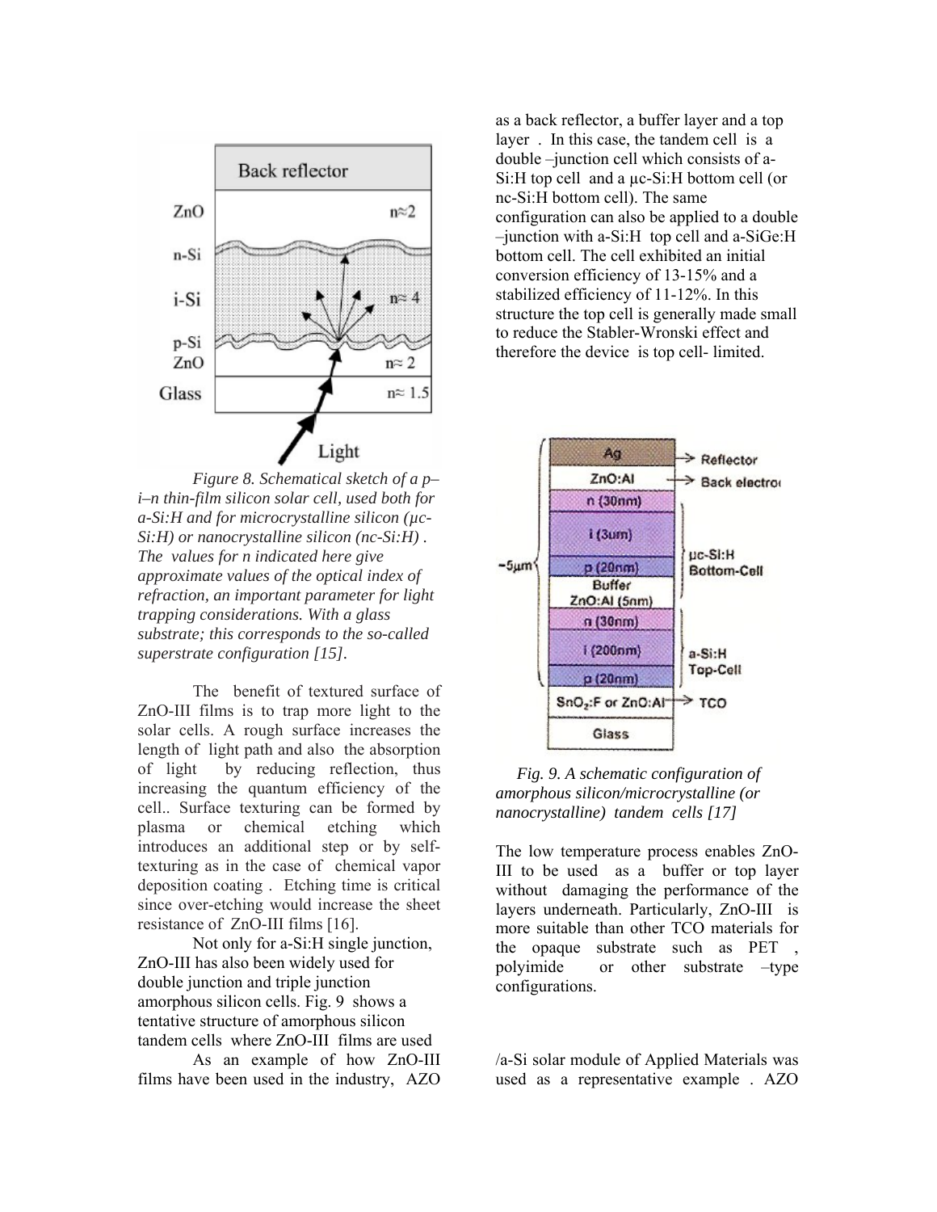*Figure 8. Schematical sketch of a p–i–n thin-film silicon solar cell, used both for a-Si:H and for microcrystalline silicon (µc-Si:H) or nanocrystalline silicon (nc-Si:H) . The values for n indicated here give approximate values of the optical index of refraction, an important parameter for light trapping considerations. With a glass substrate; this corresponds to the so-called superstrate configuration [15].*

The benefit of textured surface of ZnO-III films is to trap more light to the solar cells. A rough surface increases the length of light path and also the absorption of light by reducing reflection, thus increasing the quantum efficiency of the cell.. Surface texturing can be formed by plasma or chemical etching which introduces an additional step or by self-texturing as in the case of chemical vapor deposition coating . Etching time is critical since over-etching would increase the sheet resistance of ZnO-III films [16].

Not only for a-Si:H single junction, ZnO-III has also been widely used for double junction and triple junction amorphous silicon cells. Fig. 9 shows a tentative structure of amorphous silicon tandem cells where ZnO-III films are used as a back reflector, a buffer layer and a top layer . In this case, the tandem cell is a double –junction cell which consists of a-Si:H top cell and a µc-Si:H bottom cell (or nc-Si:H bottom cell). The same configuration can also be applied to a double –junction with a-Si:H top cell and a-SiGe:H bottom cell. The cell exhibited an initial conversion efficiency of 13-15% and a stabilized efficiency of 11-12%. In this structure the top cell is generally made small to reduce the Stabler-Wronski effect and therefore the device is top cell- limited.

*Fig. 9. A schematic configuration of amorphous silicon/microcrystalline (or nanocrystalline) tandem cells [17]*

The low temperature process enables ZnO-III to be used as a buffer or top layer without damaging the performance of the layers underneath. Particularly, ZnO-III is more suitable than other TCO materials for the opaque substrate such as PET , polyimide or other substrate –type configurations.

As an example of how ZnO-III films have been used in the industry, AZO /a-Si solar module of Applied Materials was used as a representative example . AZO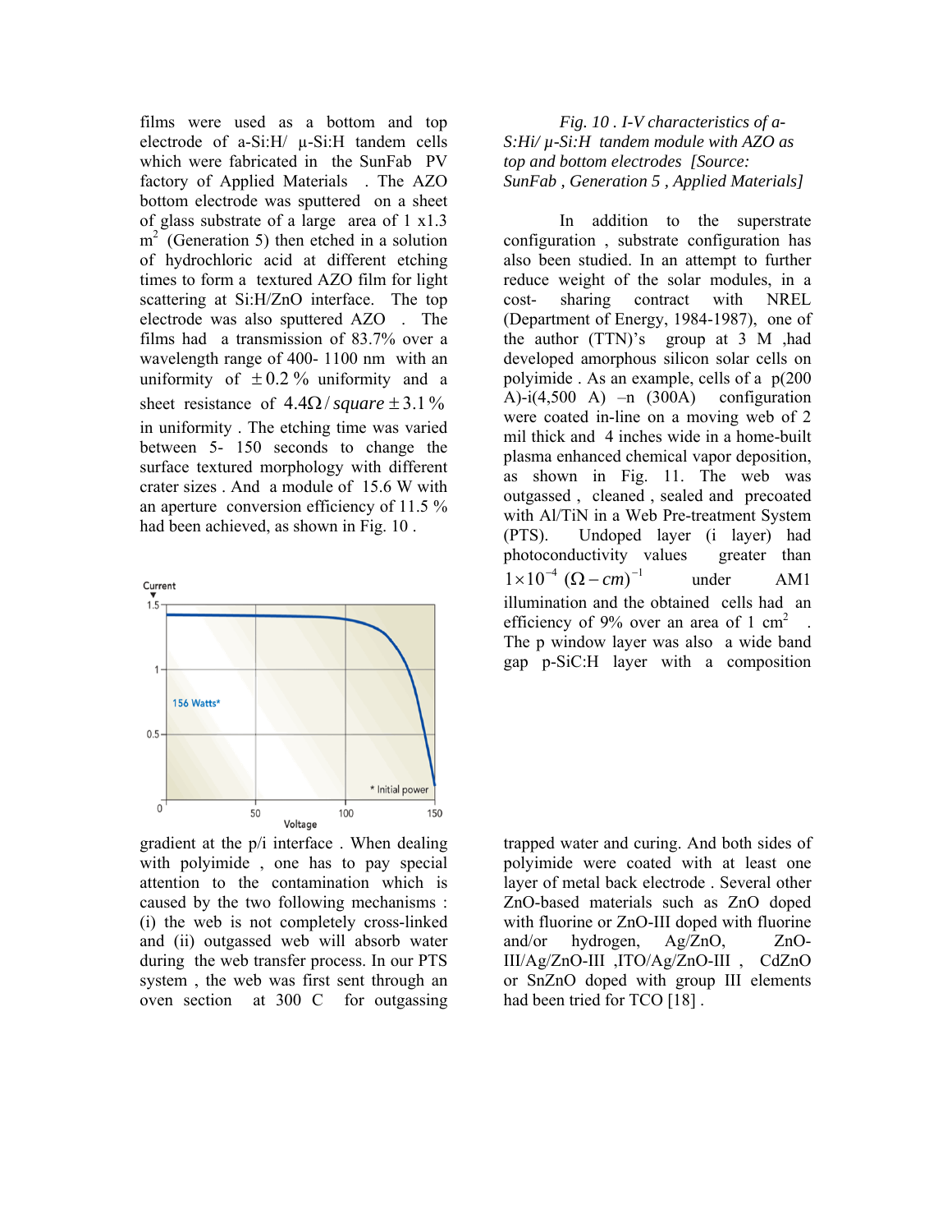films were used as a bottom and top electrode of a-Si:H/ μ-Si:H tandem cells which were fabricated in the SunFab PV factory of Applied Materials . The AZO bottom electrode was sputtered on a sheet of glass substrate of a large area of 1 x1.3 $m^2$ (Generation 5) then etched in a solution of hydrochloric acid at different etching times to form a textured AZO film for light scattering at Si:H/ZnO interface. The top electrode was also sputtered AZO . The films had a transmission of 83.7% over a wavelength range of 400- 1100 nm with an uniformity of $\pm 0.2\,\%$ uniformity and a sheet resistance of $4.4\Omega/square \pm 3.1\,\%$ in uniformity . The etching time was varied between 5- 150 seconds to change the surface textured morphology with different crater sizes . And a module of 15.6 W with an aperture conversion efficiency of 11.5 % had been achieved, as shown in Fig. 10 .

*Fig. 10 . I-V characteristics of a-S:Hi/ μ-Si:H tandem module with AZO as top and bottom electrodes [Source: SunFab , Generation 5 , Applied Materials]*

In addition to the superstrate configuration , substrate configuration has also been studied. In an attempt to further reduce weight of the solar modules, in a cost- sharing contract with NREL (Department of Energy, 1984-1987), one of the author (TTN)'s group at 3 M ,had developed amorphous silicon solar cells on polyimide . As an example, cells of a p(200 A)-i(4,500 A) –n (300A) configuration were coated in-line on a moving web of 2 mil thick and 4 inches wide in a home-built plasma enhanced chemical vapor deposition, as shown in Fig. 11. The web was outgassed , cleaned , sealed and precoated with Al/TiN in a Web Pre-treatment System (PTS). Undoped layer (i layer) had photoconductivity values greater than $1\times10^{-4}\ (\Omega - cm)^{-1}$ under AM1 illumination and the obtained cells had an efficiency of 9% over an area of 1 $cm^2$ . The p window layer was also a wide band gap p-SiC:H layer with a composition gradient at the p/i interface . When dealing with polyimide , one has to pay special attention to the contamination which is caused by the two following mechanisms : (i) the web is not completely cross-linked and (ii) outgassed web will absorb water during the web transfer process. In our PTS system , the web was first sent through an oven section at 300 C for outgassing trapped water and curing. And both sides of polyimide were coated with at least one layer of metal back electrode . Several other ZnO-based materials such as ZnO doped with fluorine or ZnO-III doped with fluorine and/or hydrogen, Ag/ZnO, ZnO-III/Ag/ZnO-III ,ITO/Ag/ZnO-III , CdZnO or SnZnO doped with group III elements had been tried for TCO [18] .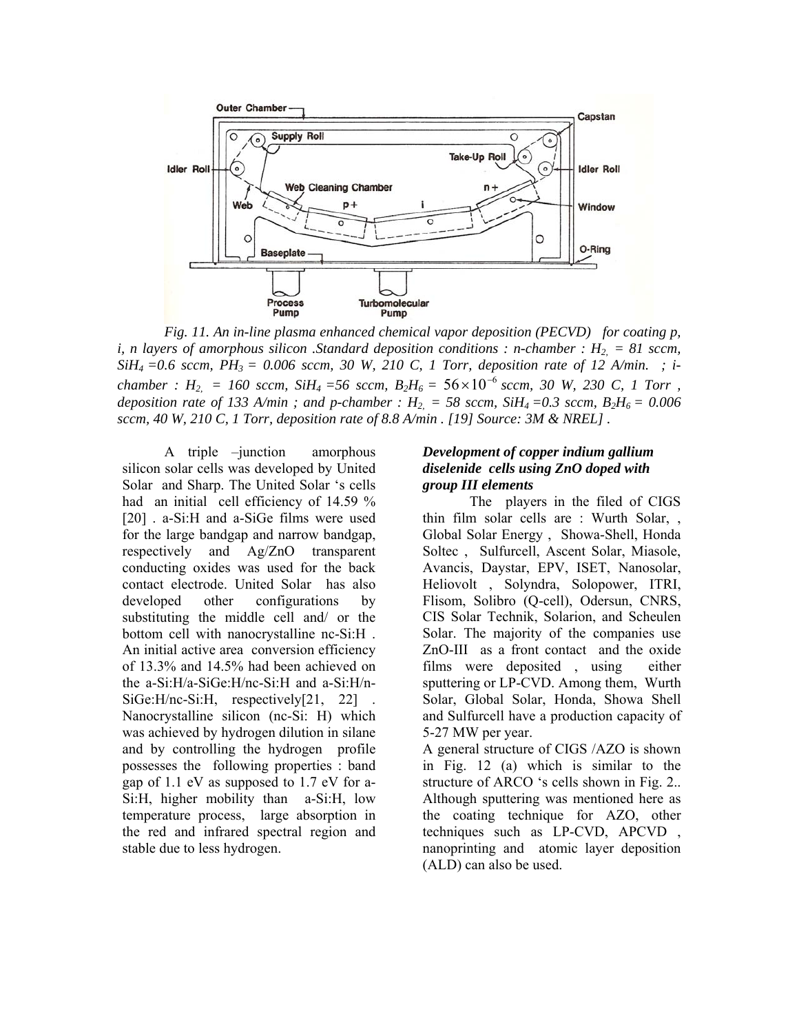*Fig. 11. An in-line plasma enhanced chemical vapor deposition (PECVD) for coating p, i, n layers of amorphous silicon .Standard deposition conditions : n-chamber : $H_2$ = 81 sccm, $SiH_4$ =0.6 sccm, $PH_3$ = 0.006 sccm, 30 W, 210 C, 1 Torr, deposition rate of 12 A/min. ; i-chamber : $H_2$ = 160 sccm, $SiH_4$ =56 sccm, $B_2H_6$ = $56 \times 10^{-6}$ sccm, 30 W, 230 C, 1 Torr , deposition rate of 133 A/min ; and p-chamber : $H_2$ = 58 sccm, $SiH_4$ =0.3 sccm, $B_2H_6$ = 0.006 sccm, 40 W, 210 C, 1 Torr, deposition rate of 8.8 A/min . [19] Source: 3M & NREL] .*

A triple –junction amorphous silicon solar cells was developed by United Solar and Sharp. The United Solar 's cells had an initial cell efficiency of 14.59 % [20] . a-Si:H and a-SiGe films were used for the large bandgap and narrow bandgap, respectively and Ag/ZnO transparent conducting oxides was used for the back contact electrode. United Solar has also developed other configurations by substituting the middle cell and/ or the bottom cell with nanocrystalline nc-Si:H . An initial active area conversion efficiency of 13.3% and 14.5% had been achieved on the a-Si:H/a-SiGe:H/nc-Si:H and a-Si:H/n-SiGe:H/nc-Si:H, respectively[21, 22] . Nanocrystalline silicon (nc-Si: H) which was achieved by hydrogen dilution in silane and by controlling the hydrogen profile possesses the following properties : band gap of 1.1 eV as supposed to 1.7 eV for a-Si:H, higher mobility than a-Si:H, low temperature process, large absorption in the red and infrared spectral region and stable due to less hydrogen.

***Development of copper indium gallium diselenide cells using ZnO doped with group III elements***

The players in the filed of CIGS thin film solar cells are : Wurth Solar, , Global Solar Energy , Showa-Shell, Honda Soltec , Sulfurcell, Ascent Solar, Miasole, Avancis, Daystar, EPV, ISET, Nanosolar, Heliovolt , Solyndra, Solopower, ITRI, Flisom, Solibro (Q-cell), Odersun, CNRS, CIS Solar Technik, Solarion, and Scheulen Solar. The majority of the companies use ZnO-III as a front contact and the oxide films were deposited , using either sputtering or LP-CVD. Among them, Wurth Solar, Global Solar, Honda, Showa Shell and Sulfurcell have a production capacity of 5-27 MW per year.

A general structure of CIGS /AZO is shown in Fig. 12 (a) which is similar to the structure of ARCO 's cells shown in Fig. 2.. Although sputtering was mentioned here as the coating technique for AZO, other techniques such as LP-CVD, APCVD , nanoprinting and atomic layer deposition (ALD) can also be used.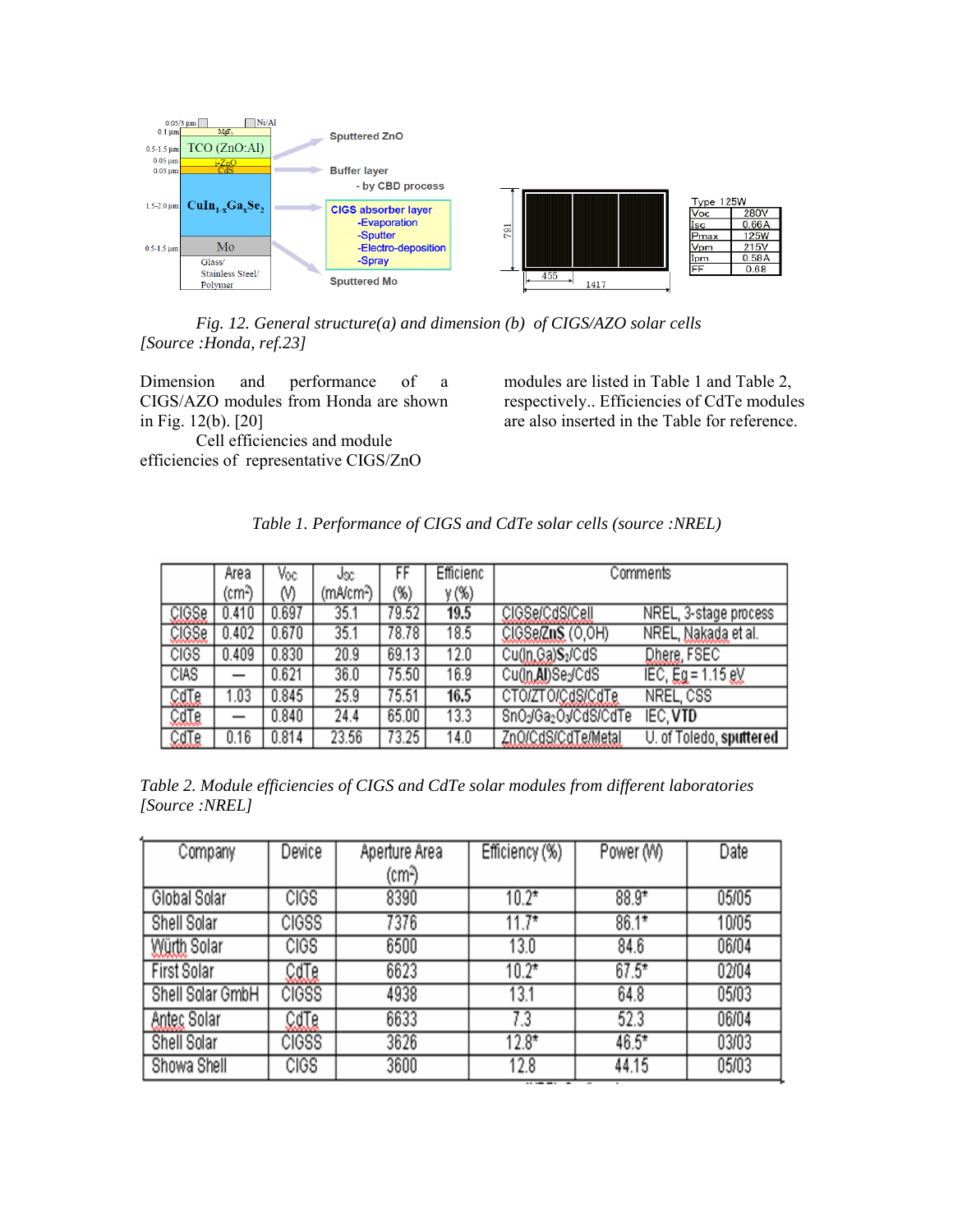*Fig. 12. General structure(a) and dimension (b) of CIGS/AZO solar cells [Source :Honda, ref.23]*

Dimension and performance of a CIGS/AZO modules from Honda are shown in Fig. 12(b). [20]

Cell efficiencies and module efficiencies of representative CIGS/ZnO modules are listed in Table 1 and Table 2, respectively.. Efficiencies of CdTe modules are also inserted in the Table for reference.

*Table 1. Performance of CIGS and CdTe solar cells (source :NREL)*

| | Area ($cm^2$) | Voc (V) | Jsc ($mA/cm^2$) | FF (%) | Efficiency (%) | Comments | |
|---|---|---|---|---|---|---|---|
| CIGSe | 0.410 | 0.697 | 35.1 | 79.52 | **19.5** | CIGSe/CdS/Cell | NREL, 3-stage process |
| CIGSe | 0.402 | 0.670 | 35.1 | 78.78 | 18.5 | CIGSe/ZnS (O,OH) | NREL, Nakada et al. |
| CIGS | 0.409 | 0.830 | 20.9 | 69.13 | 12.0 | $Cu(In,Ga)S_2$/CdS | Dhere, FSEC |
| CIAS | — | 0.621 | 36.0 | 75.50 | 16.9 | $Cu(In,Al)Se_2$/CdS | IEC, Eg = 1.15 eV |
| CdTe | 1.03 | 0.845 | 25.9 | 75.51 | **16.5** | CTO/ZTO/CdS/CdTe | NREL, CSS |
| CdTe | — | 0.840 | 24.4 | 65.00 | 13.3 | $SnO_2/Ga_2O_3$/CdS/CdTe | IEC, **VTD** |
| CdTe | 0.16 | 0.814 | 23.56 | 73.25 | 14.0 | ZnO/CdS/CdTe/Metal | U. of Toledo, **sputtered** |

*Table 2. Module efficiencies of CIGS and CdTe solar modules from different laboratories [Source :NREL]*

| Company | Device | Aperture Area ($cm^2$) | Efficiency (%) | Power (W) | Date |
|---|---|---|---|---|---|
| Global Solar | CIGS | 8390 | 10.2* | 88.9* | 05/05 |
| Shell Solar | CIGSS | 7376 | 11.7* | 86.1* | 10/05 |
| Würth Solar | CIGS | 6500 | 13.0 | 84.6 | 06/04 |
| First Solar | CdTe | 6623 | 10.2* | 67.5* | 02/04 |
| Shell Solar GmbH | CIGSS | 4938 | 13.1 | 64.8 | 05/03 |
| Antec Solar | CdTe | 6633 | 7.3 | 52.3 | 06/04 |
| Shell Solar | CIGSS | 3626 | 12.8* | 46.5* | 03/03 |
| Showa Shell | CIGS | 3600 | 12.8 | 44.15 | 05/03 |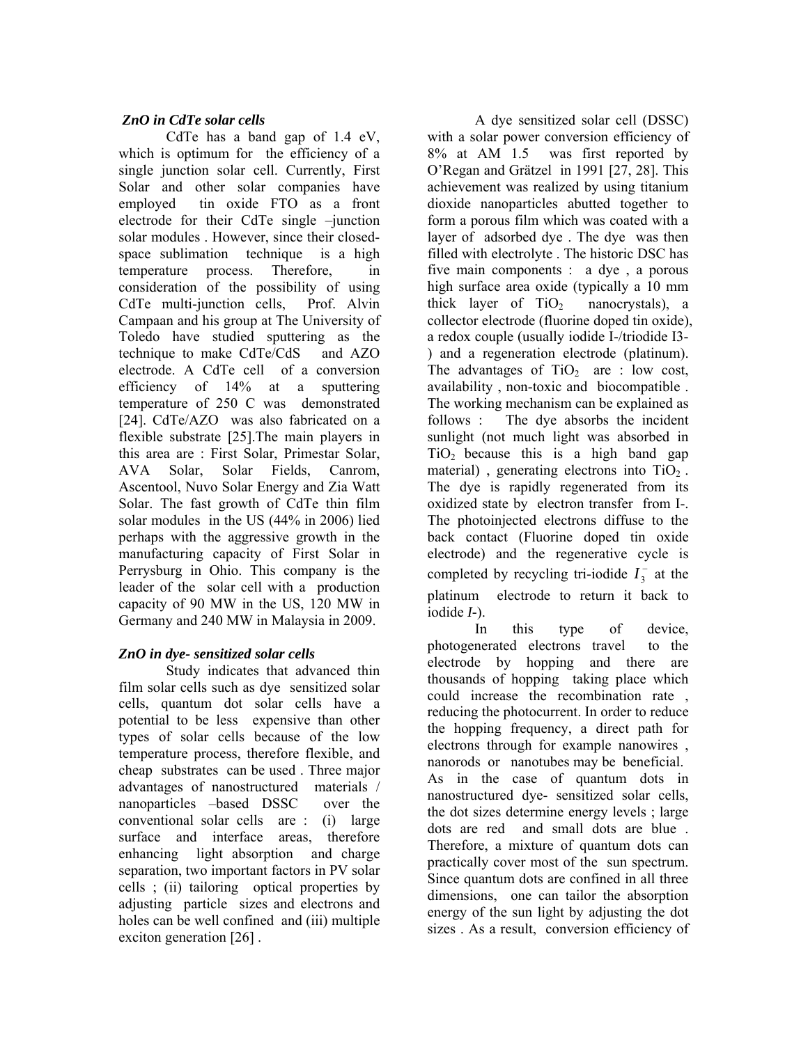### *ZnO in CdTe solar cells*

CdTe has a band gap of 1.4 eV, which is optimum for the efficiency of a single junction solar cell. Currently, First Solar and other solar companies have employed tin oxide FTO as a front electrode for their CdTe single –junction solar modules . However, since their closed-space sublimation technique is a high temperature process. Therefore, in consideration of the possibility of using CdTe multi-junction cells, Prof. Alvin Campaan and his group at The University of Toledo have studied sputtering as the technique to make CdTe/CdS and AZO electrode. A CdTe cell of a conversion efficiency of 14% at a sputtering temperature of 250 C was demonstrated [24]. CdTe/AZO was also fabricated on a flexible substrate [25].The main players in this area are : First Solar, Primestar Solar, AVA Solar, Solar Fields, Canrom, Ascentool, Nuvo Solar Energy and Zia Watt Solar. The fast growth of CdTe thin film solar modules in the US (44% in 2006) lied perhaps with the aggressive growth in the manufacturing capacity of First Solar in Perrysburg in Ohio. This company is the leader of the solar cell with a production capacity of 90 MW in the US, 120 MW in Germany and 240 MW in Malaysia in 2009.

### *ZnO in dye- sensitized solar cells*

Study indicates that advanced thin film solar cells such as dye sensitized solar cells, quantum dot solar cells have a potential to be less expensive than other types of solar cells because of the low temperature process, therefore flexible, and cheap substrates can be used . Three major advantages of nanostructured materials / nanoparticles –based DSSC over the conventional solar cells are : (i) large surface and interface areas, therefore enhancing light absorption and charge separation, two important factors in PV solar cells ; (ii) tailoring optical properties by adjusting particle sizes and electrons and holes can be well confined and (iii) multiple exciton generation [26] .

A dye sensitized solar cell (DSSC) with a solar power conversion efficiency of 8% at AM 1.5 was first reported by O'Regan and Grätzel in 1991 [27, 28]. This achievement was realized by using titanium dioxide nanoparticles abutted together to form a porous film which was coated with a layer of adsorbed dye . The dye was then filled with electrolyte . The historic DSC has five main components : a dye , a porous high surface area oxide (typically a 10 mm thick layer of $TiO_2$ nanocrystals), a collector electrode (fluorine doped tin oxide), a redox couple (usually iodide I-/triodide I3-) and a regeneration electrode (platinum). The advantages of $TiO_2$ are : low cost, availability , non-toxic and biocompatible . The working mechanism can be explained as follows : The dye absorbs the incident sunlight (not much light was absorbed in $TiO_2$ because this is a high band gap material) , generating electrons into $TiO_2$ . The dye is rapidly regenerated from its oxidized state by electron transfer from I-. The photoinjected electrons diffuse to the back contact (Fluorine doped tin oxide electrode) and the regenerative cycle is completed by recycling tri-iodide $I_3^-$ at the platinum electrode to return it back to iodide *I*-).

In this type of device, photogenerated electrons travel to the electrode by hopping and there are thousands of hopping taking place which could increase the recombination rate , reducing the photocurrent. In order to reduce the hopping frequency, a direct path for electrons through for example nanowires , nanorods or nanotubes may be beneficial. As in the case of quantum dots in nanostructured dye- sensitized solar cells, the dot sizes determine energy levels ; large dots are red and small dots are blue . Therefore, a mixture of quantum dots can practically cover most of the sun spectrum. Since quantum dots are confined in all three dimensions, one can tailor the absorption energy of the sun light by adjusting the dot sizes . As a result, conversion efficiency of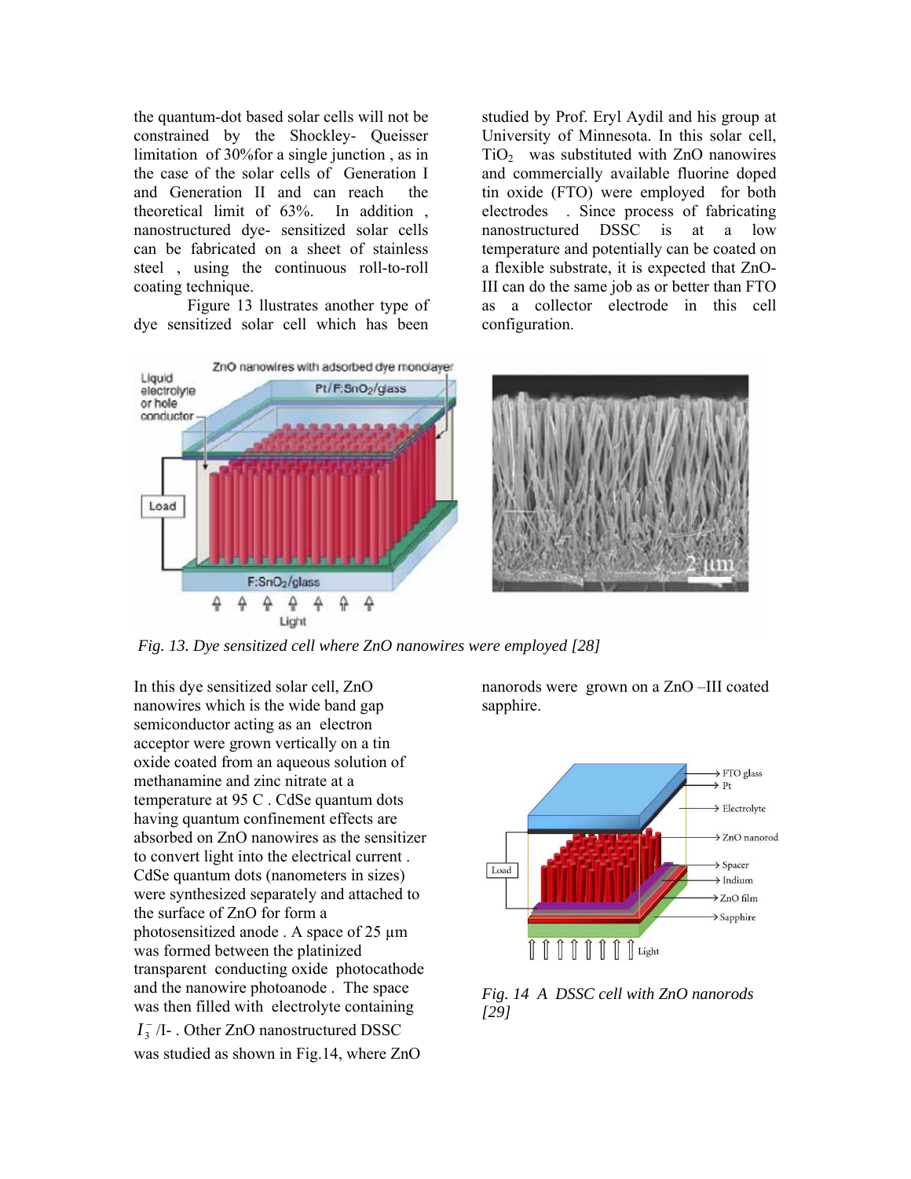the quantum-dot based solar cells will not be constrained by the Shockley- Queisser limitation of 30%for a single junction , as in the case of the solar cells of Generation I and Generation II and can reach the theoretical limit of 63%. In addition , nanostructured dye- sensitized solar cells can be fabricated on a sheet of stainless steel , using the continuous roll-to-roll coating technique.

Figure 13 llustrates another type of dye sensitized solar cell which has been studied by Prof. Eryl Aydil and his group at University of Minnesota. In this solar cell, $TiO_2$ was substituted with ZnO nanowires and commercially available fluorine doped tin oxide (FTO) were employed for both electrodes . Since process of fabricating nanostructured DSSC is at a low temperature and potentially can be coated on a flexible substrate, it is expected that ZnO-III can do the same job as or better than FTO as a collector electrode in this cell configuration.

*Fig. 13. Dye sensitized cell where ZnO nanowires were employed [28]*

In this dye sensitized solar cell, ZnO nanowires which is the wide band gap semiconductor acting as an electron acceptor were grown vertically on a tin oxide coated from an aqueous solution of methanamine and zinc nitrate at a temperature at 95 C . CdSe quantum dots having quantum confinement effects are absorbed on ZnO nanowires as the sensitizer to convert light into the electrical current . CdSe quantum dots (nanometers in sizes) were synthesized separately and attached to the surface of ZnO for form a photosensitized anode . A space of 25 µm was formed between the platinized transparent conducting oxide photocathode and the nanowire photoanode . The space was then filled with electrolyte containing $I_3^-$ /I- . Other ZnO nanostructured DSSC was studied as shown in Fig.14, where ZnO nanorods were grown on a ZnO –III coated sapphire.

*Fig. 14 A DSSC cell with ZnO nanorods [29]*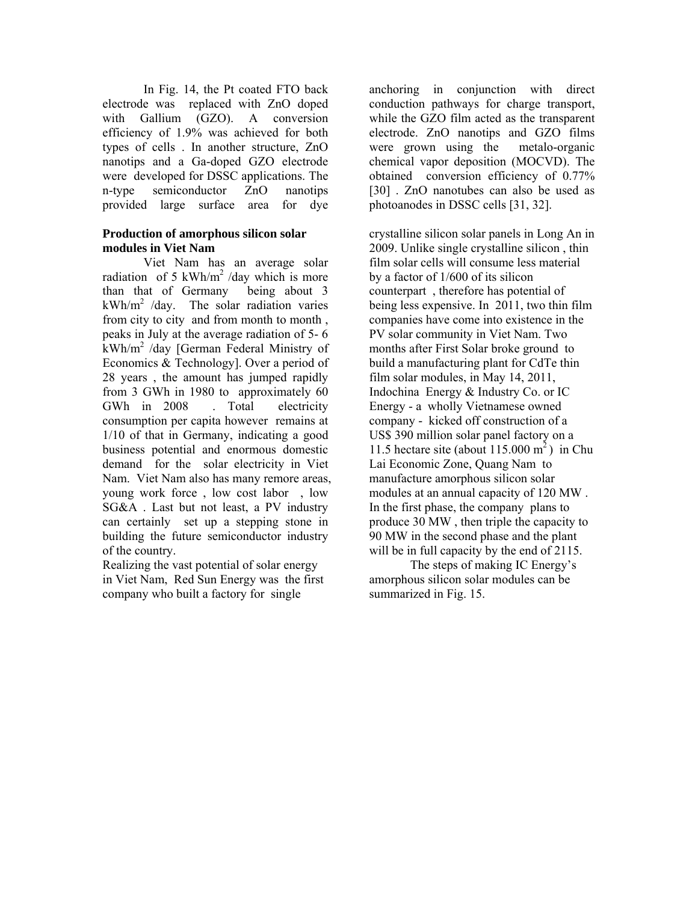In Fig. 14, the Pt coated FTO back electrode was replaced with ZnO doped with Gallium (GZO). A conversion efficiency of 1.9% was achieved for both types of cells . In another structure, ZnO nanotips and a Ga-doped GZO electrode were developed for DSSC applications. The n-type semiconductor ZnO nanotips provided large surface area for dye anchoring in conjunction with direct conduction pathways for charge transport, while the GZO film acted as the transparent electrode. ZnO nanotips and GZO films were grown using the metalo-organic chemical vapor deposition (MOCVD). The obtained conversion efficiency of 0.77% [30] . ZnO nanotubes can also be used as photoanodes in DSSC cells [31, 32].

**Production of amorphous silicon solar modules in Viet Nam**

Viet Nam has an average solar radiation of 5 $kWh/m^2$ /day which is more than that of Germany being about 3 $kWh/m^2$ /day. The solar radiation varies from city to city and from month to month , peaks in July at the average radiation of 5- 6 $kWh/m^2$ /day [German Federal Ministry of Economics & Technology]. Over a period of 28 years , the amount has jumped rapidly from 3 GWh in 1980 to approximately 60 GWh in 2008 . Total electricity consumption per capita however remains at 1/10 of that in Germany, indicating a good business potential and enormous domestic demand for the solar electricity in Viet Nam. Viet Nam also has many remore areas, young work force , low cost labor , low SG&A . Last but not least, a PV industry can certainly set up a stepping stone in building the future semiconductor industry of the country.

Realizing the vast potential of solar energy in Viet Nam, Red Sun Energy was the first company who built a factory for single crystalline silicon solar panels in Long An in 2009. Unlike single crystalline silicon , thin film solar cells will consume less material by a factor of 1/600 of its silicon counterpart , therefore has potential of being less expensive. In 2011, two thin film companies have come into existence in the PV solar community in Viet Nam. Two months after First Solar broke ground to build a manufacturing plant for CdTe thin film solar modules, in May 14, 2011, Indochina Energy & Industry Co. or IC Energy - a wholly Vietnamese owned company - kicked off construction of a US$ 390 million solar panel factory on a 11.5 hectare site (about 115.000 $m^2$ ) in Chu Lai Economic Zone, Quang Nam to manufacture amorphous silicon solar modules at an annual capacity of 120 MW . In the first phase, the company plans to produce 30 MW , then triple the capacity to 90 MW in the second phase and the plant will be in full capacity by the end of 2115.

The steps of making IC Energy's amorphous silicon solar modules can be summarized in Fig. 15.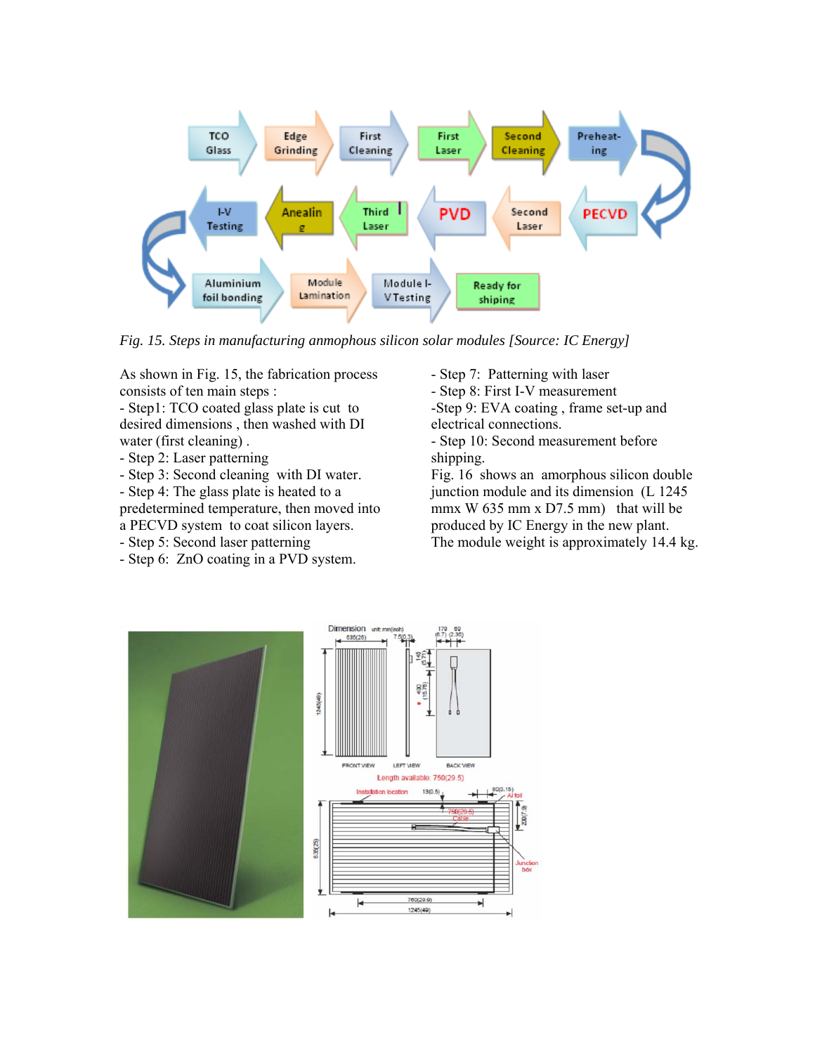Fig. 15. Steps in manufacturing anmophous silicon solar modules [Source: IC Energy]

As shown in Fig. 15, the fabrication process consists of ten main steps :

- Step1: TCO coated glass plate is cut to desired dimensions , then washed with DI water (first cleaning) .
- Step 2: Laser patterning
- Step 3: Second cleaning with DI water.
- Step 4: The glass plate is heated to a predetermined temperature, then moved into a PECVD system to coat silicon layers.
- Step 5: Second laser patterning
- Step 6: ZnO coating in a PVD system.
- Step 7: Patterning with laser
- Step 8: First I-V measurement
- Step 9: EVA coating , frame set-up and electrical connections.
- Step 10: Second measurement before shipping.

Fig. 16 shows an amorphous silicon double junction module and its dimension (L 1245 mmx W 635 mm x D7.5 mm) that will be produced by IC Energy in the new plant. The module weight is approximately 14.4 kg.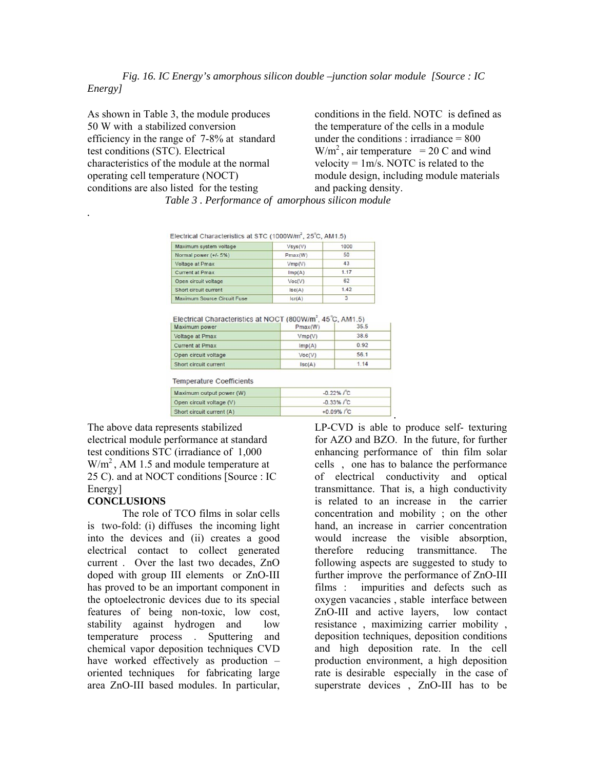*Fig. 16. IC Energy's amorphous silicon double –junction solar module [Source : IC Energy]*

As shown in Table 3, the module produces 50 W with a stabilized conversion efficiency in the range of 7-8% at standard test conditions (STC). Electrical characteristics of the module at the normal operating cell temperature (NOCT) conditions are also listed for the testing conditions in the field. NOTC is defined as the temperature of the cells in a module under the conditions : irradiance = 800 W/m$^2$ , air temperature = 20 C and wind velocity = 1m/s. NOTC is related to the module design, including module materials and packing density.

*Table 3 . Performance of amorphous silicon module*

Electrical Characteristics at STC (1000W/m$^2$, 25°C, AM1.5)

| Maximum system voltage | Vsys(V) | 1000 |
|---|---|---|
| Normal power (+/- 5%) | Pmax(W) | 50 |
| Voltage at Pmax | Vmp(V) | 43 |
| Current at Pmax | Imp(A) | 1.17 |
| Open circuit voltage | Voc(V) | 62 |
| Short circuit current | Isc(A) | 1.42 |
| Maximum Source Circuit Fuse | Icr(A) | 3 |

Electrical Characteristics at NOCT (800W/m$^2$, 45°C, AM1.5)

| Maximum power | Pmax(W) | 35.5 |
|---|---|---|
| Voltage at Pmax | Vmp(V) | 38.6 |
| Current at Pmax | Imp(A) | 0.92 |
| Open circuit voltage | Voc(V) | 56.1 |
| Short circuit current | Isc(A) | 1.14 |

Temperature Coefficients

| Maximum output power (W) | -0.22% /°C |
|---|---|
| Open circuit voltage (V) | -0.33% /°C |
| Short circuit current (A) | +0.09% /°C |

The above data represents stabilized electrical module performance at standard test conditions STC (irradiance of 1,000 W/m$^2$ , AM 1.5 and module temperature at 25 C). and at NOCT conditions [Source : IC Energy]

**CONCLUSIONS**

The role of TCO films in solar cells is two-fold: (i) diffuses the incoming light into the devices and (ii) creates a good electrical contact to collect generated current . Over the last two decades, ZnO doped with group III elements or ZnO-III has proved to be an important component in the optoelectronic devices due to its special features of being non-toxic, low cost, stability against hydrogen and low temperature process . Sputtering and chemical vapor deposition techniques CVD have worked effectively as production –oriented techniques for fabricating large area ZnO-III based modules. In particular, LP-CVD is able to produce self- texturing for AZO and BZO. In the future, for further enhancing performance of thin film solar cells , one has to balance the performance of electrical conductivity and optical transmittance. That is, a high conductivity is related to an increase in the carrier concentration and mobility ; on the other hand, an increase in carrier concentration would increase the visible absorption, therefore reducing transmittance. The following aspects are suggested to study to further improve the performance of ZnO-III films : impurities and defects such as oxygen vacancies , stable interface between ZnO-III and active layers, low contact resistance , maximizing carrier mobility , deposition techniques, deposition conditions and high deposition rate. In the cell production environment, a high deposition rate is desirable especially in the case of superstrate devices , ZnO-III has to be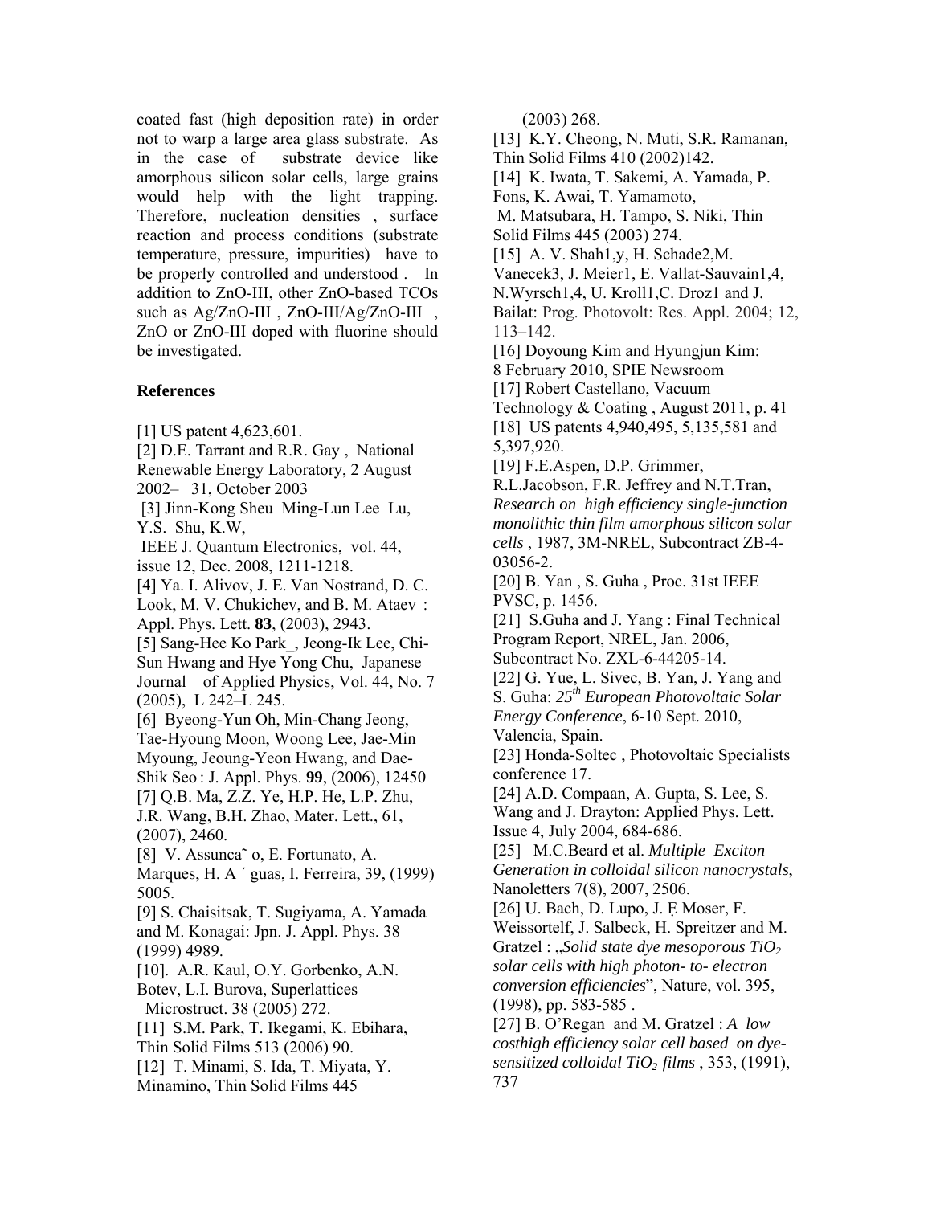coated fast (high deposition rate) in order not to warp a large area glass substrate. As in the case of substrate device like amorphous silicon solar cells, large grains would help with the light trapping. Therefore, nucleation densities , surface reaction and process conditions (substrate temperature, pressure, impurities) have to be properly controlled and understood . In addition to ZnO-III, other ZnO-based TCOs such as Ag/ZnO-III , ZnO-III/Ag/ZnO-III , ZnO or ZnO-III doped with fluorine should be investigated.

## References

[1] US patent 4,623,601.

[2] D.E. Tarrant and R.R. Gay , National Renewable Energy Laboratory, 2 August 2002– 31, October 2003

[3] Jinn-Kong Sheu Ming-Lun Lee Lu, Y.S. Shu, K.W, IEEE J. Quantum Electronics, vol. 44, issue 12, Dec. 2008, 1211-1218.

[4] Ya. I. Alivov, J. E. Van Nostrand, D. C. Look, M. V. Chukichev, and B. M. Ataev : Appl. Phys. Lett. **83**, (2003), 2943.

[5] Sang-Hee Ko Park_, Jeong-Ik Lee, Chi-Sun Hwang and Hye Yong Chu, Japanese Journal of Applied Physics, Vol. 44, No. 7 (2005), L 242–L 245.

[6] Byeong-Yun Oh, Min-Chang Jeong, Tae-Hyoung Moon, Woong Lee, Jae-Min Myoung, Jeoung-Yeon Hwang, and Dae-Shik Seo : J. Appl. Phys. **99**, (2006), 12450

[7] Q.B. Ma, Z.Z. Ye, H.P. He, L.P. Zhu, J.R. Wang, B.H. Zhao, Mater. Lett., 61, (2007), 2460.

[8] V. Assunca˜ o, E. Fortunato, A. Marques, H. A ´ guas, I. Ferreira, 39, (1999) 5005.

[9] S. Chaisitsak, T. Sugiyama, A. Yamada and M. Konagai: Jpn. J. Appl. Phys. 38 (1999) 4989.

[10]. A.R. Kaul, O.Y. Gorbenko, A.N. Botev, L.I. Burova, Superlattices Microstruct. 38 (2005) 272.

[11] S.M. Park, T. Ikegami, K. Ebihara, Thin Solid Films 513 (2006) 90.

[12] T. Minami, S. Ida, T. Miyata, Y. Minamino, Thin Solid Films 445 (2003) 268.

[13] K.Y. Cheong, N. Muti, S.R. Ramanan, Thin Solid Films 410 (2002)142.

[14] K. Iwata, T. Sakemi, A. Yamada, P. Fons, K. Awai, T. Yamamoto, M. Matsubara, H. Tampo, S. Niki, Thin Solid Films 445 (2003) 274.

[15] A. V. Shah1,y, H. Schade2,M. Vanecek3, J. Meier1, E. Vallat-Sauvain1,4, N.Wyrsch1,4, U. Kroll1,C. Droz1 and J. Bailat: Prog. Photovolt: Res. Appl. 2004; 12, 113–142.

[16] Doyoung Kim and Hyungjun Kim: 8 February 2010, SPIE Newsroom

[17] Robert Castellano, Vacuum Technology & Coating , August 2011, p. 41

[18] US patents 4,940,495, 5,135,581 and 5,397,920.

[19] F.E.Aspen, D.P. Grimmer, R.L.Jacobson, F.R. Jeffrey and N.T.Tran, *Research on high efficiency single-junction monolithic thin film amorphous silicon solar cells* , 1987, 3M-NREL, Subcontract ZB-4-03056-2.

[20] B. Yan , S. Guha , Proc. 31st IEEE PVSC, p. 1456.

[21] S.Guha and J. Yang : Final Technical Program Report, NREL, Jan. 2006, Subcontract No. ZXL-6-44205-14.

[22] G. Yue, L. Sivec, B. Yan, J. Yang and S. Guha: *25th European Photovoltaic Solar Energy Conference*, 6-10 Sept. 2010, Valencia, Spain.

[23] Honda-Soltec , Photovoltaic Specialists conference 17.

[24] A.D. Compaan, A. Gupta, S. Lee, S. Wang and J. Drayton: Applied Phys. Lett. Issue 4, July 2004, 684-686.

[25] M.C.Beard et al. *Multiple Exciton Generation in colloidal silicon nanocrystals*, Nanoletters 7(8), 2007, 2506.

[26] U. Bach, D. Lupo, J. Ę Moser, F. Weissortelf, J. Salbeck, H. Spreitzer and M. Gratzel : „*Solid state dye mesoporous $TiO_2$ solar cells with high photon- to- electron conversion efficiencies*", Nature, vol. 395, (1998), pp. 583-585 .

[27] B. O'Regan and M. Gratzel : *A low costhigh efficiency solar cell based on dye-sensitized colloidal $TiO_2$ films* , 353, (1991), 737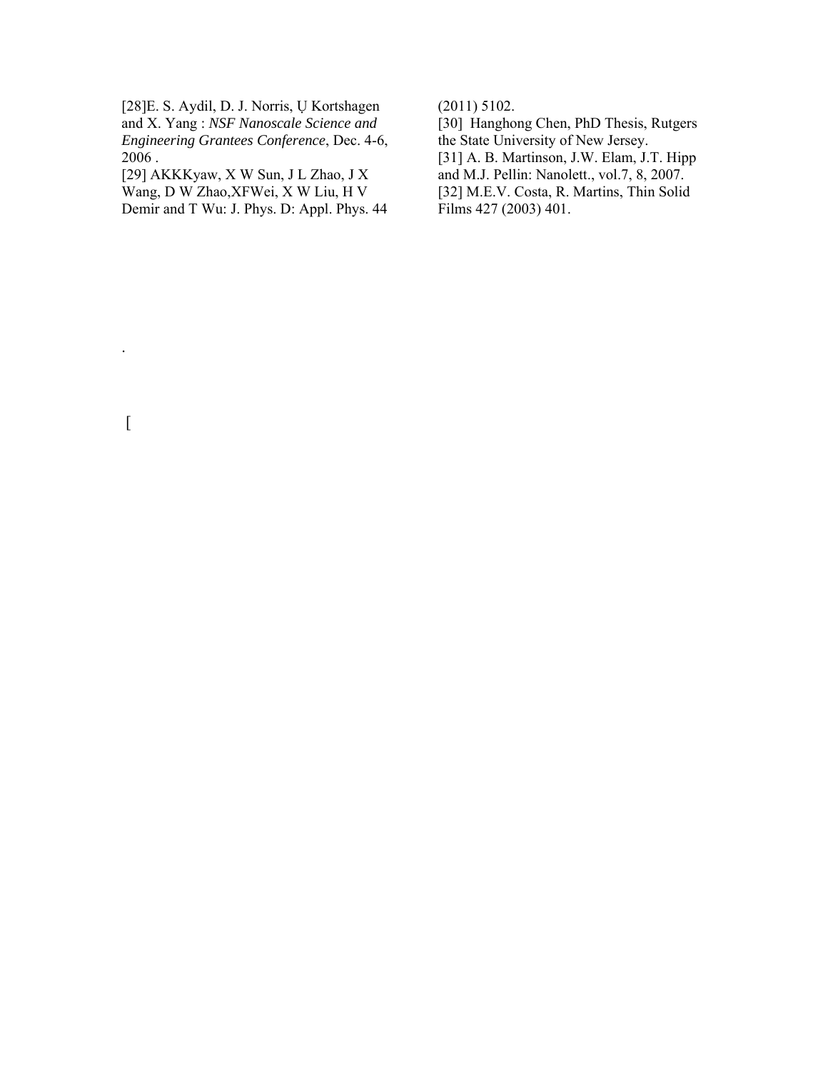[28]E. S. Aydil, D. J. Norris, Ų Kortshagen and X. Yang : *NSF Nanoscale Science and Engineering Grantees Conference*, Dec. 4-6, 2006 .

[29] AKKKyaw, X W Sun, J L Zhao, J X Wang, D W Zhao,XFWei, X W Liu, H V Demir and T Wu: J. Phys. D: Appl. Phys. 44 (2011) 5102.

[30] Hanghong Chen, PhD Thesis, Rutgers the State University of New Jersey.

[31] A. B. Martinson, J.W. Elam, J.T. Hipp and M.J. Pellin: Nanolett., vol.7, 8, 2007.

[32] M.E.V. Costa, R. Martins, Thin Solid Films 427 (2003) 401.

.

[